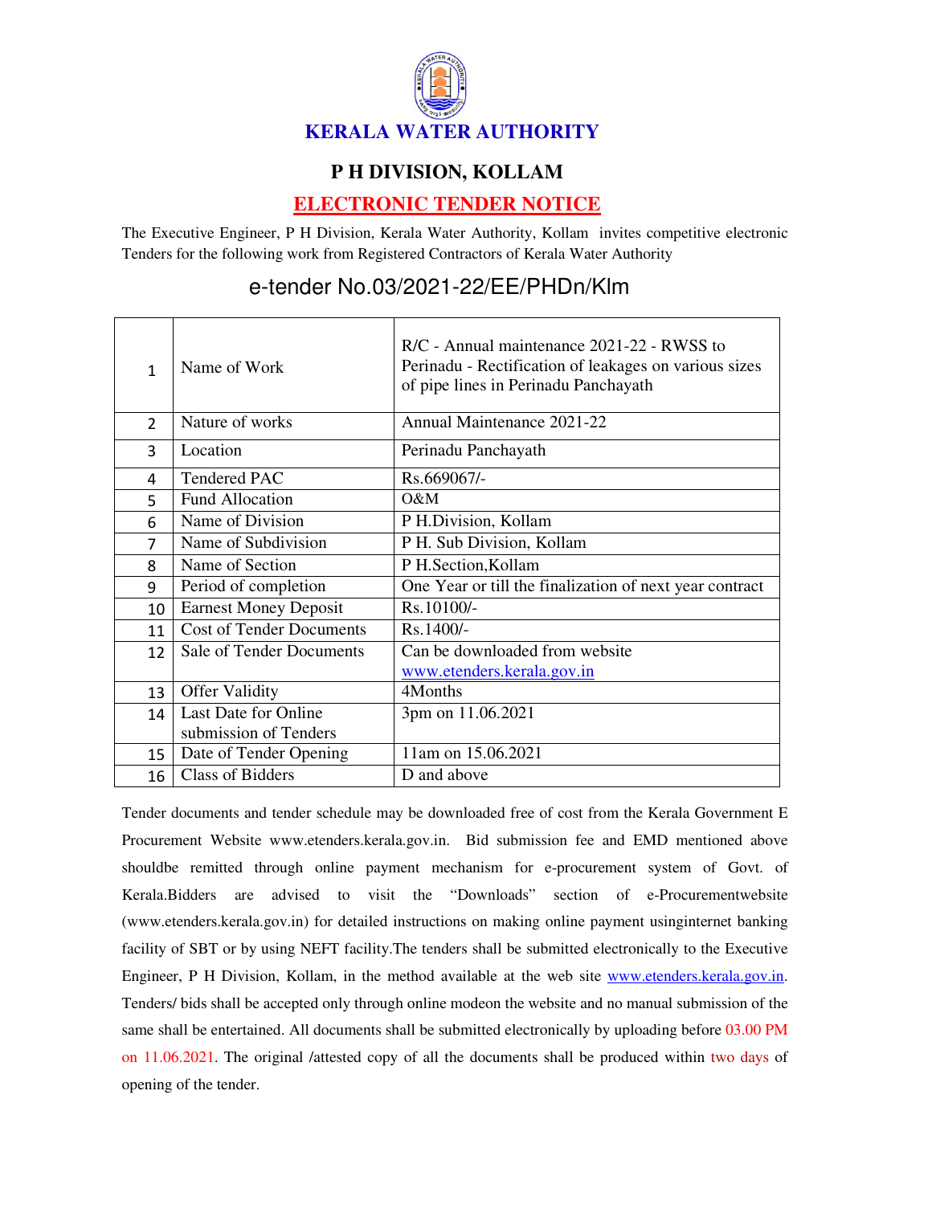# KERALA WATER AUTHORITY

## P H DIVISION, KOLLAM

## ELECTRONIC TENDER NOTICE

The Executive Engineer, P H Division, Kerala Water Authority, Kollam invites competitive electronic Tenders for the following work from Registered Contractors of Kerala Water Authority

### e-tender No.03/2021-22/EE/PHDn/Klm

| | | |
|---|---|---|
| 1 | Name of Work | R/C - Annual maintenance 2021-22 - RWSS to Perinadu - Rectification of leakages on various sizes of pipe lines in Perinadu Panchayath |
| 2 | Nature of works | Annual Maintenance 2021-22 |
| 3 | Location | Perinadu Panchayath |
| 4 | Tendered PAC | Rs.669067/- |
| 5 | Fund Allocation | O&M |
| 6 | Name of Division | P H.Division, Kollam |
| 7 | Name of Subdivision | P H. Sub Division, Kollam |
| 8 | Name of Section | P H.Section,Kollam |
| 9 | Period of completion | One Year or till the finalization of next year contract |
| 10 | Earnest Money Deposit | Rs.10100/- |
| 11 | Cost of Tender Documents | Rs.1400/- |
| 12 | Sale of Tender Documents | Can be downloaded from website www.etenders.kerala.gov.in |
| 13 | Offer Validity | 4Months |
| 14 | Last Date for Online submission of Tenders | 3pm on 11.06.2021 |
| 15 | Date of Tender Opening | 11am on 15.06.2021 |
| 16 | Class of Bidders | D and above |

Tender documents and tender schedule may be downloaded free of cost from the Kerala Government E Procurement Website www.etenders.kerala.gov.in. Bid submission fee and EMD mentioned above shouldbe remitted through online payment mechanism for e-procurement system of Govt. of Kerala.Bidders are advised to visit the "Downloads" section of e-Procurementwebsite (www.etenders.kerala.gov.in) for detailed instructions on making online payment usinginternet banking facility of SBT or by using NEFT facility.The tenders shall be submitted electronically to the Executive Engineer, P H Division, Kollam, in the method available at the web site www.etenders.kerala.gov.in. Tenders/ bids shall be accepted only through online modeon the website and no manual submission of the same shall be entertained. All documents shall be submitted electronically by uploading before 03.00 PM on 11.06.2021. The original /attested copy of all the documents shall be produced within two days of opening of the tender.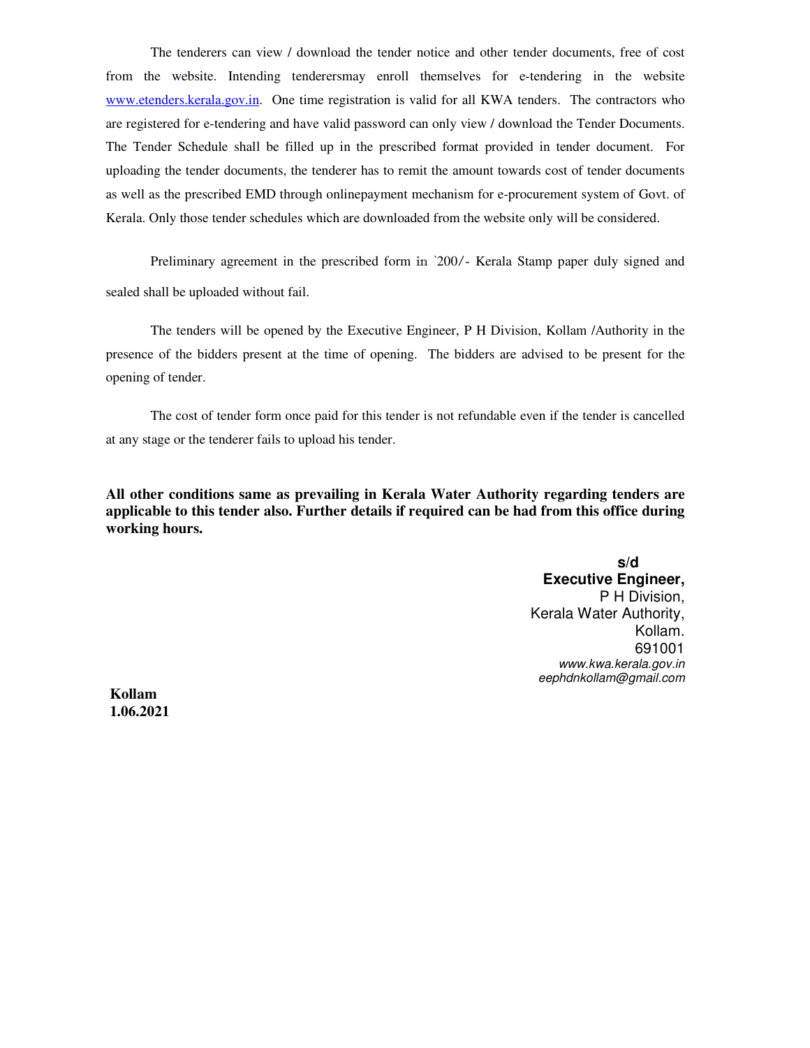The tenderers can view / download the tender notice and other tender documents, free of cost from the website. Intending tenderersmay enroll themselves for e-tendering in the website www.etenders.kerala.gov.in. One time registration is valid for all KWA tenders. The contractors who are registered for e-tendering and have valid password can only view / download the Tender Documents. The Tender Schedule shall be filled up in the prescribed format provided in tender document. For uploading the tender documents, the tenderer has to remit the amount towards cost of tender documents as well as the prescribed EMD through onlinepayment mechanism for e-procurement system of Govt. of Kerala. Only those tender schedules which are downloaded from the website only will be considered.

Preliminary agreement in the prescribed form in `200/- Kerala Stamp paper duly signed and sealed shall be uploaded without fail.

The tenders will be opened by the Executive Engineer, P H Division, Kollam /Authority in the presence of the bidders present at the time of opening. The bidders are advised to be present for the opening of tender.

The cost of tender form once paid for this tender is not refundable even if the tender is cancelled at any stage or the tenderer fails to upload his tender.

**All other conditions same as prevailing in Kerala Water Authority regarding tenders are applicable to this tender also. Further details if required can be had from this office during working hours.**

**s/d**
**Executive Engineer,**
P H Division,
Kerala Water Authority,
Kollam.
691001
*www.kwa.kerala.gov.in*
*eephdnkollam@gmail.com*

**Kollam**
**1.06.2021**